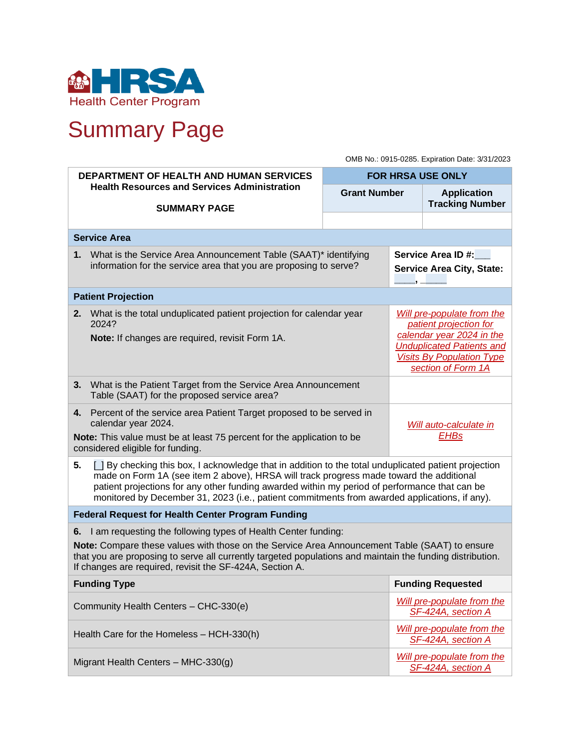HRSA Health Center Program

# Summary Page

OMB No.: 0915-0285. Expiration Date: 3/31/2023

| DEPARTMENT OF HEALTH AND HUMAN SERVICES<br>Health Resources and Services Administration<br><br>SUMMARY PAGE | FOR HRSA USE ONLY | |
|---|---|---|
| | Grant Number | Application Tracking Number |
| | | |

| **Service Area** | |
|---|---|
| **1.** What is the Service Area Announcement Table (SAAT)* identifying information for the service area that you are proposing to serve? | **Service Area ID #:** ___<br>**Service Area City, State:** ____, ____ |
| **Patient Projection** | |
| **2.** What is the total unduplicated patient projection for calendar year 2024?<br>**Note:** If changes are required, revisit Form 1A. | *Will pre-populate from the patient projection for calendar year 2024 in the Unduplicated Patients and Visits By Population Type section of Form 1A* |
| **3.** What is the Patient Target from the Service Area Announcement Table (SAAT) for the proposed service area? | |
| **4.** Percent of the service area Patient Target proposed to be served in calendar year 2024.<br>**Note:** This value must be at least 75 percent for the application to be considered eligible for funding. | *Will auto-calculate in EHBs* |
| **5.** [ ] By checking this box, I acknowledge that in addition to the total unduplicated patient projection made on Form 1A (see item 2 above), HRSA will track progress made toward the additional patient projections for any other funding awarded within my period of performance that can be monitored by December 31, 2023 (i.e., patient commitments from awarded applications, if any). | |
| **Federal Request for Health Center Program Funding** | |
| **6.** I am requesting the following types of Health Center funding:<br>**Note:** Compare these values with those on the Service Area Announcement Table (SAAT) to ensure that you are proposing to serve all currently targeted populations and maintain the funding distribution. If changes are required, revisit the SF-424A, Section A. | |
| **Funding Type** | **Funding Requested** |
| Community Health Centers – CHC-330(e) | *Will pre-populate from the SF-424A, section A* |
| Health Care for the Homeless – HCH-330(h) | *Will pre-populate from the SF-424A, section A* |
| Migrant Health Centers – MHC-330(g) | *Will pre-populate from the SF-424A, section A* |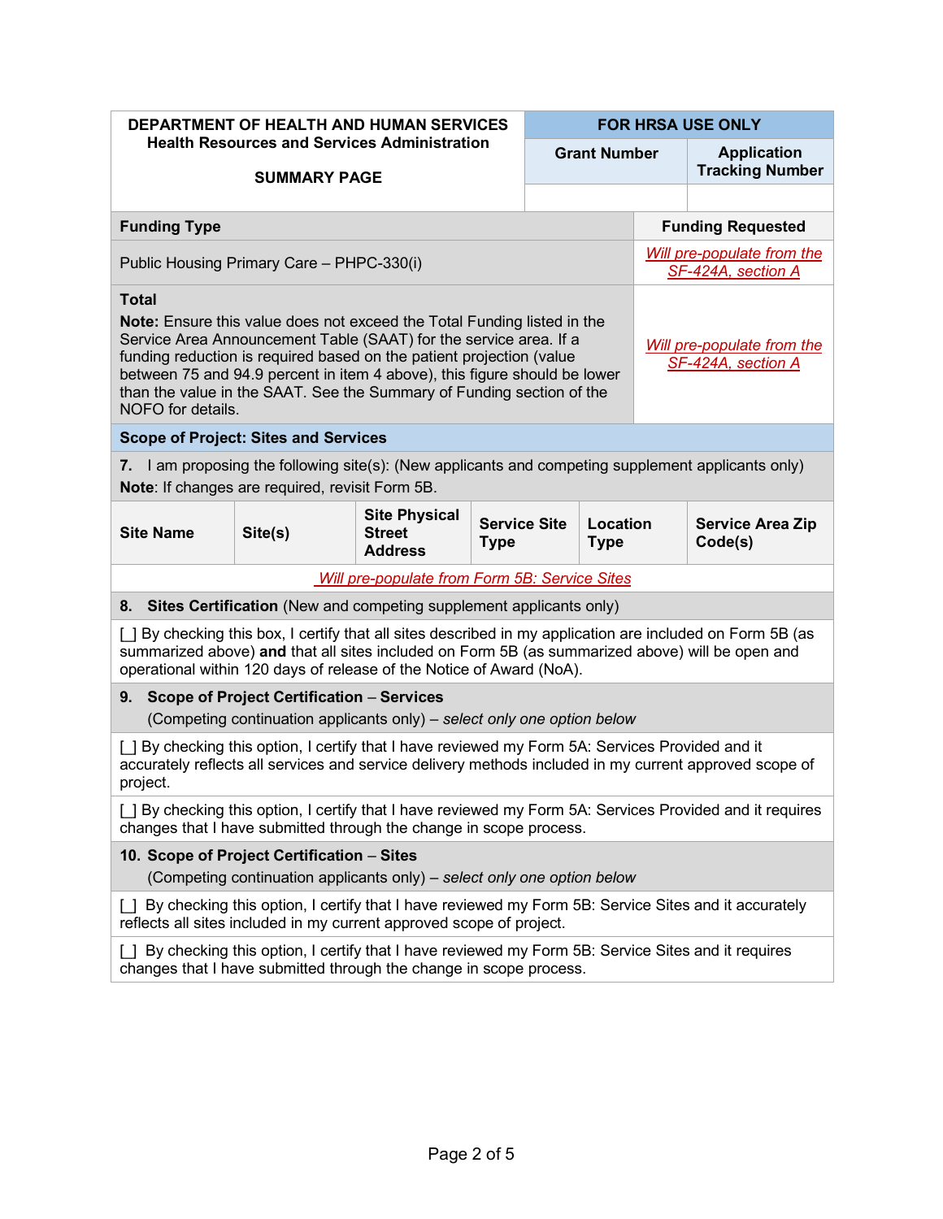**DEPARTMENT OF HEALTH AND HUMAN SERVICES**
**Health Resources and Services Administration**

**SUMMARY PAGE**

| FOR HRSA USE ONLY | |
|---|---|
| **Grant Number** | **Application Tracking Number** |
| | |

| Funding Type | Funding Requested |
|---|---|
| Public Housing Primary Care – PHPC-330(i) | *Will pre-populate from the SF-424A, section A* |
| **Total**<br>**Note:** Ensure this value does not exceed the Total Funding listed in the Service Area Announcement Table (SAAT) for the service area. If a funding reduction is required based on the patient projection (value between 75 and 94.9 percent in item 4 above), this figure should be lower than the value in the SAAT. See the Summary of Funding section of the NOFO for details. | *Will pre-populate from the SF-424A, section A* |

**Scope of Project: Sites and Services**

**7.** I am proposing the following site(s): (New applicants and competing supplement applicants only)
**Note**: If changes are required, revisit Form 5B.

| Site Name | Site(s) | Site Physical Street Address | Service Site Type | Location Type | Service Area Zip Code(s) |
|---|---|---|---|---|---|
| *Will pre-populate from Form 5B: Service Sites* | | | | | |

**8. Sites Certification** (New and competing supplement applicants only)

[ ] By checking this box, I certify that all sites described in my application are included on Form 5B (as summarized above) **and** that all sites included on Form 5B (as summarized above) will be open and operational within 120 days of release of the Notice of Award (NoA).

**9. Scope of Project Certification – Services**
(Competing continuation applicants only) – *select only one option below*

[ ] By checking this option, I certify that I have reviewed my Form 5A: Services Provided and it accurately reflects all services and service delivery methods included in my current approved scope of project.

[ ] By checking this option, I certify that I have reviewed my Form 5A: Services Provided and it requires changes that I have submitted through the change in scope process.

**10. Scope of Project Certification – Sites**
(Competing continuation applicants only) – *select only one option below*

[ ] By checking this option, I certify that I have reviewed my Form 5B: Service Sites and it accurately reflects all sites included in my current approved scope of project.

[ ] By checking this option, I certify that I have reviewed my Form 5B: Service Sites and it requires changes that I have submitted through the change in scope process.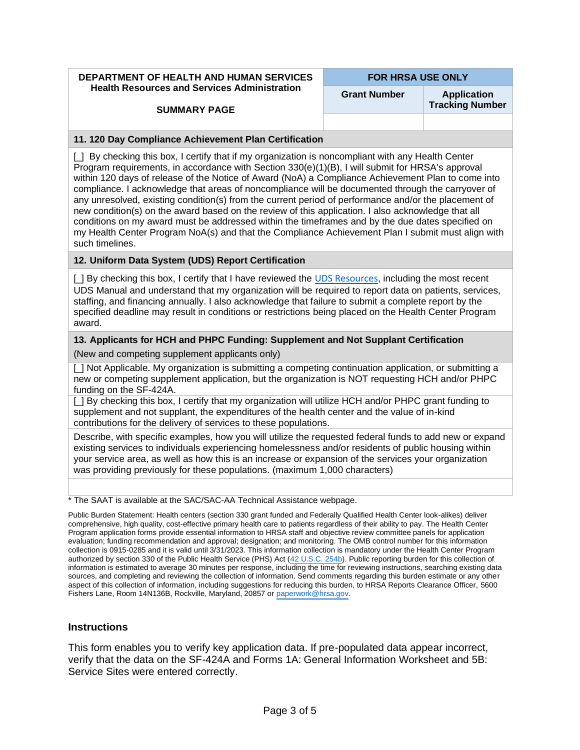| DEPARTMENT OF HEALTH AND HUMAN SERVICES<br>Health Resources and Services Administration<br><br>SUMMARY PAGE | FOR HRSA USE ONLY | |
|---|---|---|
| | **Grant Number** | **Application Tracking Number** |
| | | |

**11. 120 Day Compliance Achievement Plan Certification**

[ ] By checking this box, I certify that if my organization is noncompliant with any Health Center Program requirements, in accordance with Section 330(e)(1)(B), I will submit for HRSA's approval within 120 days of release of the Notice of Award (NoA) a Compliance Achievement Plan to come into compliance. I acknowledge that areas of noncompliance will be documented through the carryover of any unresolved, existing condition(s) from the current period of performance and/or the placement of new condition(s) on the award based on the review of this application. I also acknowledge that all conditions on my award must be addressed within the timeframes and by the due dates specified on my Health Center Program NoA(s) and that the Compliance Achievement Plan I submit must align with such timelines.

**12. Uniform Data System (UDS) Report Certification**

[ ] By checking this box, I certify that I have reviewed the UDS Resources, including the most recent UDS Manual and understand that my organization will be required to report data on patients, services, staffing, and financing annually. I also acknowledge that failure to submit a complete report by the specified deadline may result in conditions or restrictions being placed on the Health Center Program award.

**13. Applicants for HCH and PHPC Funding: Supplement and Not Supplant Certification**

(New and competing supplement applicants only)

[ ] Not Applicable. My organization is submitting a competing continuation application, or submitting a new or competing supplement application, but the organization is NOT requesting HCH and/or PHPC funding on the SF-424A.

[ ] By checking this box, I certify that my organization will utilize HCH and/or PHPC grant funding to supplement and not supplant, the expenditures of the health center and the value of in-kind contributions for the delivery of services to these populations.

Describe, with specific examples, how you will utilize the requested federal funds to add new or expand existing services to individuals experiencing homelessness and/or residents of public housing within your service area, as well as how this is an increase or expansion of the services your organization was providing previously for these populations. (maximum 1,000 characters)

* The SAAT is available at the SAC/SAC-AA Technical Assistance webpage.

Public Burden Statement: Health centers (section 330 grant funded and Federally Qualified Health Center look-alikes) deliver comprehensive, high quality, cost-effective primary health care to patients regardless of their ability to pay. The Health Center Program application forms provide essential information to HRSA staff and objective review committee panels for application evaluation; funding recommendation and approval; designation; and monitoring. The OMB control number for this information collection is 0915-0285 and it is valid until 3/31/2023. This information collection is mandatory under the Health Center Program authorized by section 330 of the Public Health Service (PHS) Act (42 U.S.C. 254b). Public reporting burden for this collection of information is estimated to average 30 minutes per response, including the time for reviewing instructions, searching existing data sources, and completing and reviewing the collection of information. Send comments regarding this burden estimate or any other aspect of this collection of information, including suggestions for reducing this burden, to HRSA Reports Clearance Officer, 5600 Fishers Lane, Room 14N136B, Rockville, Maryland, 20857 or paperwork@hrsa.gov.

### Instructions

This form enables you to verify key application data. If pre-populated data appear incorrect, verify that the data on the SF-424A and Forms 1A: General Information Worksheet and 5B: Service Sites were entered correctly.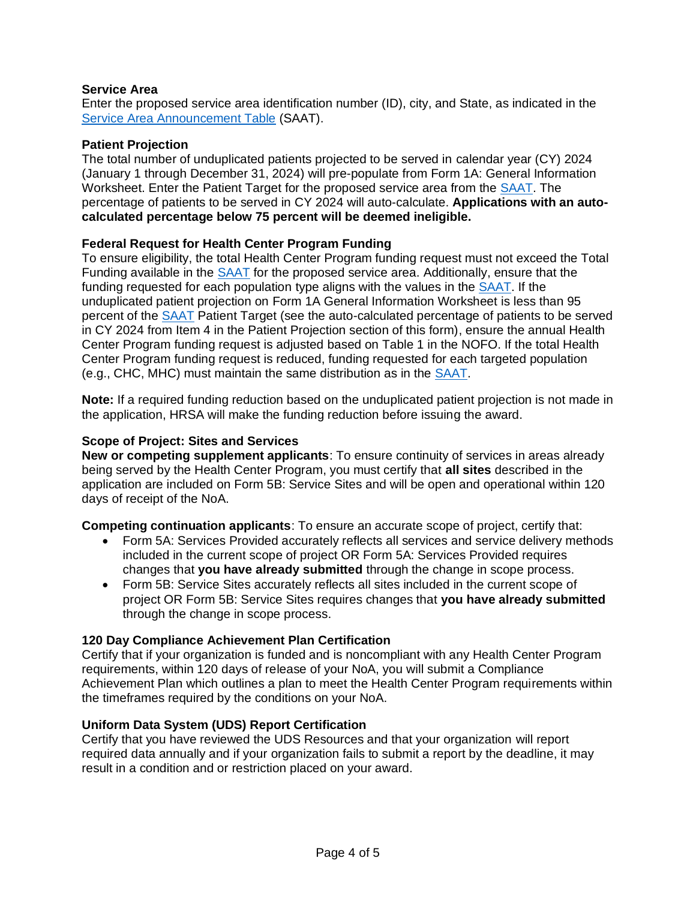**Service Area**
Enter the proposed service area identification number (ID), city, and State, as indicated in the Service Area Announcement Table (SAAT).

**Patient Projection**
The total number of unduplicated patients projected to be served in calendar year (CY) 2024 (January 1 through December 31, 2024) will pre-populate from Form 1A: General Information Worksheet. Enter the Patient Target for the proposed service area from the SAAT. The percentage of patients to be served in CY 2024 will auto-calculate. **Applications with an auto-calculated percentage below 75 percent will be deemed ineligible.**

**Federal Request for Health Center Program Funding**
To ensure eligibility, the total Health Center Program funding request must not exceed the Total Funding available in the SAAT for the proposed service area. Additionally, ensure that the funding requested for each population type aligns with the values in the SAAT. If the unduplicated patient projection on Form 1A General Information Worksheet is less than 95 percent of the SAAT Patient Target (see the auto-calculated percentage of patients to be served in CY 2024 from Item 4 in the Patient Projection section of this form), ensure the annual Health Center Program funding request is adjusted based on Table 1 in the NOFO. If the total Health Center Program funding request is reduced, funding requested for each targeted population (e.g., CHC, MHC) must maintain the same distribution as in the SAAT.

**Note:** If a required funding reduction based on the unduplicated patient projection is not made in the application, HRSA will make the funding reduction before issuing the award.

**Scope of Project: Sites and Services**
**New or competing supplement applicants**: To ensure continuity of services in areas already being served by the Health Center Program, you must certify that **all sites** described in the application are included on Form 5B: Service Sites and will be open and operational within 120 days of receipt of the NoA.

**Competing continuation applicants**: To ensure an accurate scope of project, certify that:

- Form 5A: Services Provided accurately reflects all services and service delivery methods included in the current scope of project OR Form 5A: Services Provided requires changes that **you have already submitted** through the change in scope process.
- Form 5B: Service Sites accurately reflects all sites included in the current scope of project OR Form 5B: Service Sites requires changes that **you have already submitted** through the change in scope process.

**120 Day Compliance Achievement Plan Certification**
Certify that if your organization is funded and is noncompliant with any Health Center Program requirements, within 120 days of release of your NoA, you will submit a Compliance Achievement Plan which outlines a plan to meet the Health Center Program requirements within the timeframes required by the conditions on your NoA.

**Uniform Data System (UDS) Report Certification**
Certify that you have reviewed the UDS Resources and that your organization will report required data annually and if your organization fails to submit a report by the deadline, it may result in a condition and or restriction placed on your award.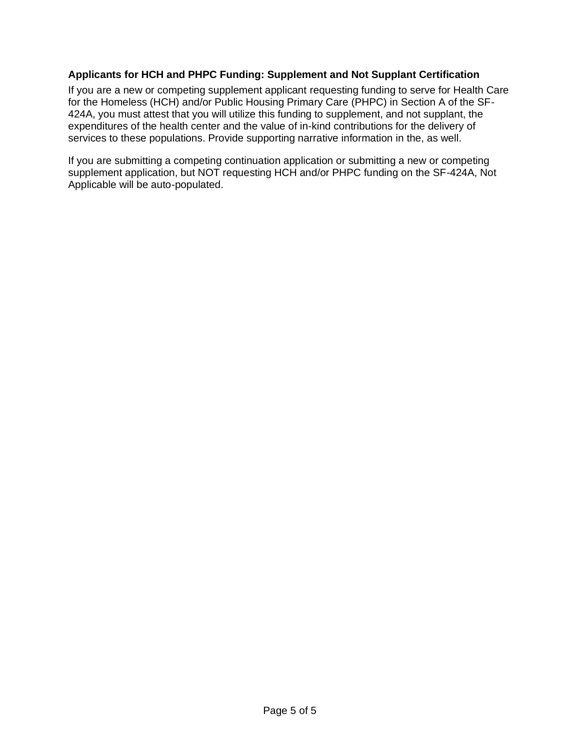**Applicants for HCH and PHPC Funding: Supplement and Not Supplant Certification**

If you are a new or competing supplement applicant requesting funding to serve for Health Care for the Homeless (HCH) and/or Public Housing Primary Care (PHPC) in Section A of the SF-424A, you must attest that you will utilize this funding to supplement, and not supplant, the expenditures of the health center and the value of in-kind contributions for the delivery of services to these populations. Provide supporting narrative information in the, as well.

If you are submitting a competing continuation application or submitting a new or competing supplement application, but NOT requesting HCH and/or PHPC funding on the SF-424A, Not Applicable will be auto-populated.